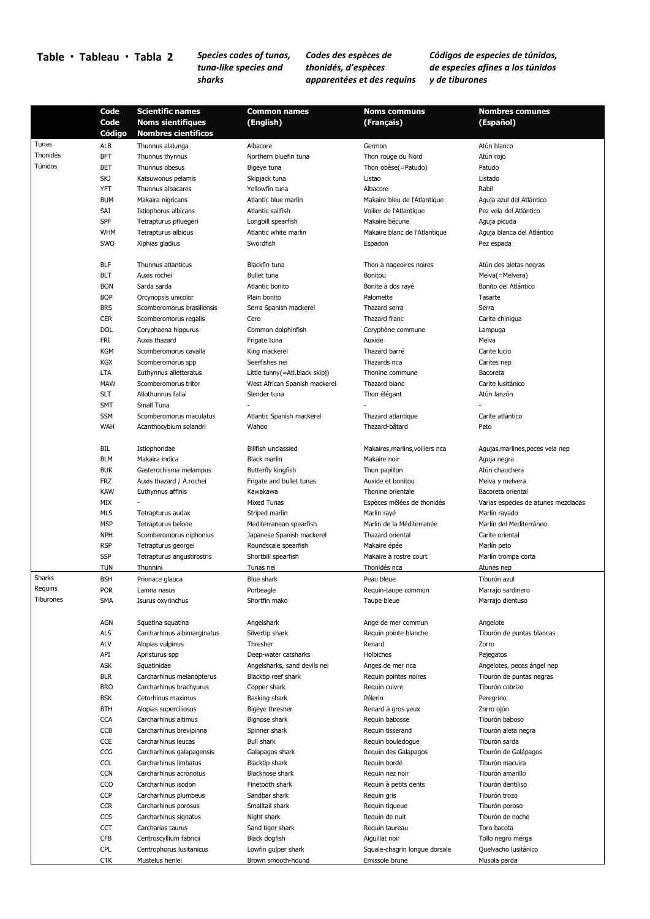**Table・Tableau・Tabla 2** *Species codes of tunas, tuna-like species and sharks* *Codes des espèces de thonidés, d'espèces apparentées et des requins* *Códigos de especies de túnidos, de especies afines a los túnidos y de tiburones*

| | Code<br>Code<br>Código | Scientific names<br>Noms sientifiques<br>Nombres científicos | Common names<br>(English) | Noms communs<br>(Français) | Nombres comunes<br>(Español) |
|---|---|---|---|---|---|
| Tunas<br>Thonidés<br>Túnidos | ALB | Thunnus alalunga | Albacore | Germon | Atún blanco |
| | BFT | Thunnus thynnus | Northern bluefin tuna | Thon rouge du Nord | Atún rojo |
| | BET | Thunnus obesus | Bigeye tuna | Thon obèse(=Patudo) | Patudo |
| | SKJ | Katsuwonus pelamis | Skipjack tuna | Listao | Listado |
| | YFT | Thunnus albacares | Yellowfin tuna | Albacore | Rabil |
| | BUM | Makaira nigricans | Atlantic blue marlin | Makaire bleu de l'Atlantique | Aguja azul del Atlántico |
| | SAI | Istiophorus albicans | Atlantic sailfish | Voilier de l'Atlantique | Pez vela del Atlántico |
| | SPF | Tetrapturus pfluegeri | Longbill spearfish | Makaire bécune | Aguja picuda |
| | WHM | Tetrapturus albidus | Atlantic white marlin | Makaire blanc de l'Atlantique | Aguja blanca del Atlántico |
| | SWO | Xiphias gladius | Swordfish | Espadon | Pez espada |
| | | | | | |
| | BLF | Thunnus atlanticus | Blackfin tuna | Thon à nageoires noires | Atún des aletas negras |
| | BLT | Auxis rochei | Bullet tuna | Bonitou | Melva(=Melvera) |
| | BON | Sarda sarda | Atlantic bonito | Bonite à dos rayé | Bonito del Atlántico |
| | BOP | Orcynopsis unicolor | Plain bonito | Palomette | Tasarte |
| | BRS | Scomberomorus brasiliensis | Serra Spanish mackerel | Thazard serra | Serra |
| | CER | Scomberomorus regalis | Cero | Thazard franc | Carite chinigua |
| | DOL | Coryphaena hippurus | Common dolphinfish | Coryphène commune | Lampuga |
| | FRI | Auxis thazard | Frigate tuna | Auxide | Melva |
| | KGM | Scomberomorus cavalla | King mackerel | Thazard barré | Carite lucio |
| | KGX | Scomberomorus spp | Seerfishes nei | Thazards nca | Carites nep |
| | LTA | Euthynnus alletteratus | Little tunny(=Atl.black skipj) | Thonine commune | Bacoreta |
| | MAW | Scomberomorus tritor | West African Spanish mackerel | Thazard blanc | Carite lusitánico |
| | SLT | Allothunnus fallai | Slender tuna | Thon élégant | Atún lanzón |
| | SMT | Small Tuna | - | - | - |
| | SSM | Scomberomorus maculatus | Atlantic Spanish mackerel | Thazard atlantique | Carite atlántico |
| | WAH | Acanthocybium solandri | Wahoo | Thazard-bâtard | Peto |
| | | | | | |
| | BIL | Istiophoridae | Billfish unclassied | Makaires,marlins,voiliers nca | Agujas,marlines,peces vela nep |
| | BLM | Makaira indica | Black marlin | Makaire noir | Aguja negra |
| | BUK | Gasterochisma melampus | Butterfly kingfish | Thon papillon | Atún chauchera |
| | FRZ | Auxis thazard / A.rochei | Frigate and bullet tunas | Auxide et bonitou | Melva y melvera |
| | KAW | Euthynnus affinis | Kawakawa | Thonine orientale | Bacoreta oriental |
| | MIX | - | Mixed Tunas | Espèces mêlées de thonidés | Varias especies de atunes mezcladas |
| | MLS | Tetrapturus audax | Striped marlin | Marlin rayé | Marlín rayado |
| | MSP | Tetrapturus belone | Mediterranean spearfish | Marlin de la Méditerranée | Marlín del Mediterráneo |
| | NPH | Scomberomorus niphonius | Japanese Spanish mackerel | Thazard oriental | Carite oriental |
| | RSP | Tetrapturus georgei | Roundscale spearfish | Makaire épée | Marlín peto |
| | SSP | Tetrapturus angustirostris | Shortbill spearfish | Makaire à rostre court | Marlín trompa corta |
| | TUN | Thunnini | Tunas nei | Thonidés nca | Atunes nep |
| Sharks<br>Requins<br>Tiburones | BSH | Prionace glauca | Blue shark | Peau bleue | Tiburón azul |
| | POR | Lamna nasus | Porbeagle | Requin-taupe commun | Marrajo sardinero |
| | SMA | Isurus oxyrinchus | Shortfin mako | Taupe bleue | Marrajo dientuso |
| | | | | | |
| | AGN | Squatina squatina | Angelshark | Ange de mer commun | Angelote |
| | ALS | Carcharhinus albimarginatus | Silvertip shark | Requin pointe blanche | Tiburón de puntas blancas |
| | ALV | Alopias vulpinus | Thresher | Renard | Zorro |
| | API | Apristurus spp | Deep-water catsharks | Holbiches | Pejegatos |
| | ASK | Squatinidae | Angelsharks, sand devils nei | Anges de mer nca | Angelotes, peces ángel nep |
| | BLR | Carcharhinus melanopterus | Blacktip reef shark | Requin pointes noires | Tiburón de puntas negras |
| | BRO | Carcharhinus brachyurus | Copper shark | Requin cuivre | Tiburón cobrizo |
| | BSK | Cetorhinus maximus | Basking shark | Pèlerin | Peregrino |
| | BTH | Alopias superciliosus | Bigeye thresher | Renard à gros yeux | Zorro ojón |
| | CCA | Carcharhinus altimus | Bignose shark | Requin babosse | Tiburón baboso |
| | CCB | Carcharhinus brevipinna | Spinner shark | Requin tisserand | Tiburón aleta negra |
| | CCE | Carcharhinus leucas | Bull shark | Requin bouledogue | Tiburón sarda |
| | CCG | Carcharhinus galapagensis | Galapagos shark | Requin des Galapagos | Tiburón de Galápagos |
| | CCL | Carcharhinus limbatus | Blacktip shark | Requin bordé | Tiburón macuira |
| | CCN | Carcharhinus acronotus | Blacknose shark | Requin nez noir | Tiburón amarillo |
| | CCO | Carcharhinus isodon | Finetooth shark | Requin à petits dents | Tiburón dentiliso |
| | CCP | Carcharhinus plumbeus | Sandbar shark | Requin gris | Tiburón trozo |
| | CCR | Carcharhinus porosus | Smalltail shark | Requin tiqueue | Tiburón poroso |
| | CCS | Carcharhinus signatus | Night shark | Requin de nuit | Tiburón de noche |
| | CCT | Carcharias taurus | Sand tiger shark | Requin taureau | Toro bacota |
| | CFB | Centroscyllium fabricii | Black dogfish | Aiguillat noir | Tollo negro merga |
| | CPL | Centrophorus lusitanicus | Lowfin gulper shark | Squale-chagrin longue dorsale | Quelvacho lusitánico |
| | CTK | Mustelus henlei | Brown smooth-hound | Emissole brune | Musola parda |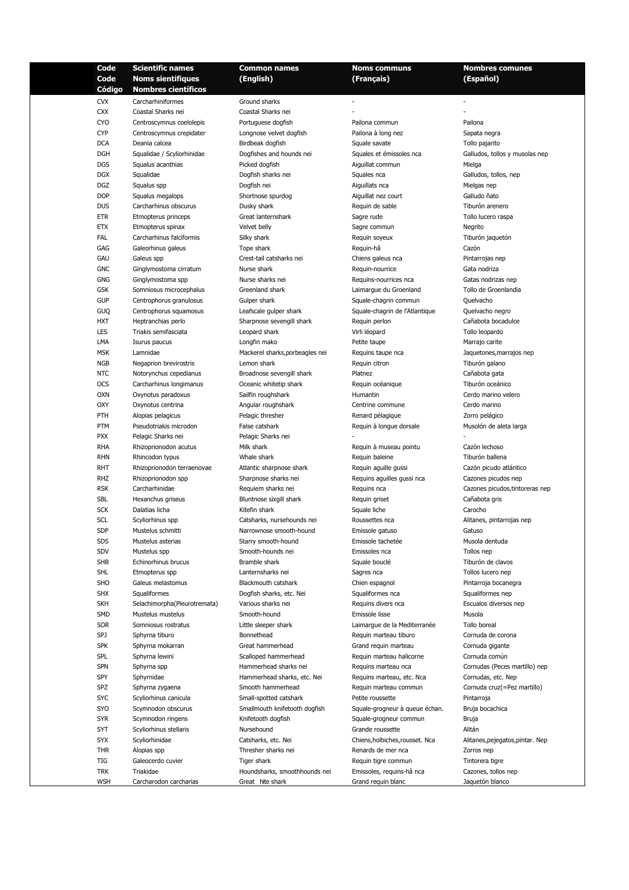| Code<br>Code<br>Código | Scientific names<br>Noms sientifiques<br>Nombres científicos | Common names<br>(English) | Noms communs<br>(Français) | Nombres comunes<br>(Español) |
|---|---|---|---|---|
| CVX | Carcharhiniformes | Ground sharks | - | - |
| CXX | Coastal Sharks nei | Coastal Sharks nei | - | - |
| CYO | Centroscymnus coelolepis | Portuguese dogfish | Pailona commun | Pailona |
| CYP | Centroscymnus crepidater | Longnose velvet dogfish | Pailona à long nez | Sapata negra |
| DCA | Deania calcea | Birdbeak dogfish | Squale savate | Tollo pajarito |
| DGH | Squalidae / Scyliorhinidae | Dogfishes and hounds nei | Squales et émissoles nca | Galludos, tollos y musolas nep |
| DGS | Squalus acanthias | Picked dogfish | Aiguillat commun | Mielga |
| DGX | Squalidae | Dogfish sharks nei | Squales nca | Galludos, tollos, nep |
| DGZ | Squalus spp | Dogfish nei | Aiguillats nca | Mielgas nep |
| DOP | Squalus megalops | Shortnose spurdog | Aiguillat nez court | Galludo ñato |
| DUS | Carcharhinus obscurus | Dusky shark | Requin de sable | Tiburón arenero |
| ETR | Etmopterus princeps | Great lanternshark | Sagre rude | Tollo lucero raspa |
| ETX | Etmopterus spinax | Velvet belly | Sagre commun | Negrito |
| FAL | Carcharhinus falciformis | Silky shark | Requin soyeux | Tiburón jaquetón |
| GAG | Galeorhinus galeus | Tope shark | Requin-hâ | Cazón |
| GAU | Galeus spp | Crest-tail catsharks nei | Chiens galeus nca | Pintarrojas nep |
| GNC | Ginglymostoma cirratum | Nurse shark | Requin-nourrice | Gata nodriza |
| GNG | Ginglymostoma spp | Nurse sharks nei | Requins-nourrices nca | Gatas nodrizas nep |
| GSK | Somniosus microcephalus | Greenland shark | Laimargue du Groenland | Tollo de Groenlandia |
| GUP | Centrophorus granulosus | Gulper shark | Squale-chagrin commun | Quelvacho |
| GUQ | Centrophorus squamosus | Leafscale gulper shark | Squale-chagrin de l'Atlantique | Quelvacho negro |
| HXT | Heptranchias perlo | Sharpnose sevengill shark | Requin perlon | Cañabota bocadulce |
| LES | Triakis semifasciata | Leopard shark | Virli léopard | Tollo leopardo |
| LMA | Isurus paucus | Longfin mako | Petite taupe | Marrajo carite |
| MSK | Lamnidae | Mackerel sharks,porbeagles nei | Requins taupe nca | Jaquetones,marrajos nep |
| NGB | Negaprion brevirostris | Lemon shark | Requin citron | Tiburón galano |
| NTC | Notorynchus cepedianus | Broadnose sevengill shark | Platnez | Cañabota gata |
| OCS | Carcharhinus longimanus | Oceanic whitetip shark | Requin océanique | Tiburón oceánico |
| OXN | Oxynotus paradoxus | Sailfin roughshark | Humantin | Cerdo marino velero |
| OXY | Oxynotus centrina | Angular roughshark | Centrine commune | Cerdo marino |
| PTH | Alopias pelagicus | Pelagic thresher | Renard pélagique | Zorro pelágico |
| PTM | Pseudotriakis microdon | False catshark | Requin à longue dorsale | Musolón de aleta larga |
| PXX | Pelagic Sharks nei | Pelagic Sharks nei | - | - |
| RHA | Rhizoprionodon acutus | Milk shark | Requin à museau pointu | Cazón lechoso |
| RHN | Rhincodon typus | Whale shark | Requin baleine | Tiburón ballena |
| RHT | Rhizoprionodon terraenovae | Atlantic sharpnose shark | Requin aiguille gussi | Cazón picudo atlántico |
| RHZ | Rhizoprionodon spp | Sharpnose sharks nei | Requins aiguilles gussi nca | Cazones picudos nep |
| RSK | Carcharhinidae | Requiem sharks nei | Requins nca | Cazones picudos,tintoreras nep |
| SBL | Hexanchus griseus | Bluntnose sixgill shark | Requin griset | Cañabota gris |
| SCK | Dalatias licha | Kitefin shark | Squale liche | Carocho |
| SCL | Scyliorhinus spp | Catsharks, nursehounds nei | Roussettes nca | Alitanes, pintarrojas nep |
| SDP | Mustelus schmitti | Narrownose smooth-hound | Emissole gatuso | Gatuso |
| SDS | Mustelus asterias | Starry smooth-hound | Emissole tachetée | Musola dentuda |
| SDV | Mustelus spp | Smooth-hounds nei | Emissoles nca | Tollos nep |
| SHB | Echinorhinus brucus | Bramble shark | Squale bouclé | Tiburón de clavos |
| SHL | Etmopterus spp | Lanternsharks nei | Sagres nca | Tollos lucero nep |
| SHO | Galeus melastomus | Blackmouth catshark | Chien espagnol | Pintarroja bocanegra |
| SHX | Squaliformes | Dogfish sharks, etc. Nei | Squaliformes nca | Squaliformes nep |
| SKH | Selachimorpha(Pleurotremata) | Various sharks nei | Requins divers nca | Escualos diversos nep |
| SMD | Mustelus mustelus | Smooth-hound | Emissole lisse | Musola |
| SOR | Somniosus rostratus | Little sleeper shark | Laimargue de la Mediterranée | Tollo boreal |
| SPJ | Sphyrna tiburo | Bonnethead | Requin marteau tiburo | Cornuda de corona |
| SPK | Sphyrna mokarran | Great hammerhead | Grand requin marteau | Cornuda gigante |
| SPL | Sphyrna lewini | Scalloped hammerhead | Requin marteau halicorne | Cornuda común |
| SPN | Sphyrna spp | Hammerhead sharks nei | Requins marteau nca | Cornudas (Peces martillo) nep |
| SPY | Sphyrnidae | Hammerhead sharks, etc. Nei | Requins marteau, etc. Nca | Cornudas, etc. Nep |
| SPZ | Sphyrna zygaena | Smooth hammerhead | Requin marteau commun | Cornuda cruz(=Pez martillo) |
| SYC | Scyliorhinus canicula | Small-spotted catshark | Petite roussette | Pintarroja |
| SYO | Scymnodon obscurus | Smallmouth knifetooth dogfish | Squale-grogneur à queue échan. | Bruja bocachica |
| SYR | Scymnodon ringens | Knifetooth dogfish | Squale-grogneur commun | Bruja |
| SYT | Scyliorhinus stellaris | Nursehound | Grande roussette | Alitán |
| SYX | Scyliorhinidae | Catsharks, etc. Nei | Chiens,holbiches,rousset. Nca | Alitanes,pejegatos,pintar. Nep |
| THR | Alopias spp | Thresher sharks nei | Renards de mer nca | Zorros nep |
| TIG | Galeocerdo cuvier | Tiger shark | Requin tigre commun | Tintorera tigre |
| TRK | Triakidae | Houndsharks, smoothhounds nei | Emissoles, requins-hâ nca | Cazones, tollos nep |
| WSH | Carcharodon carcharias | Great hite shark | Grand requin blanc | Jaquetón blanco |